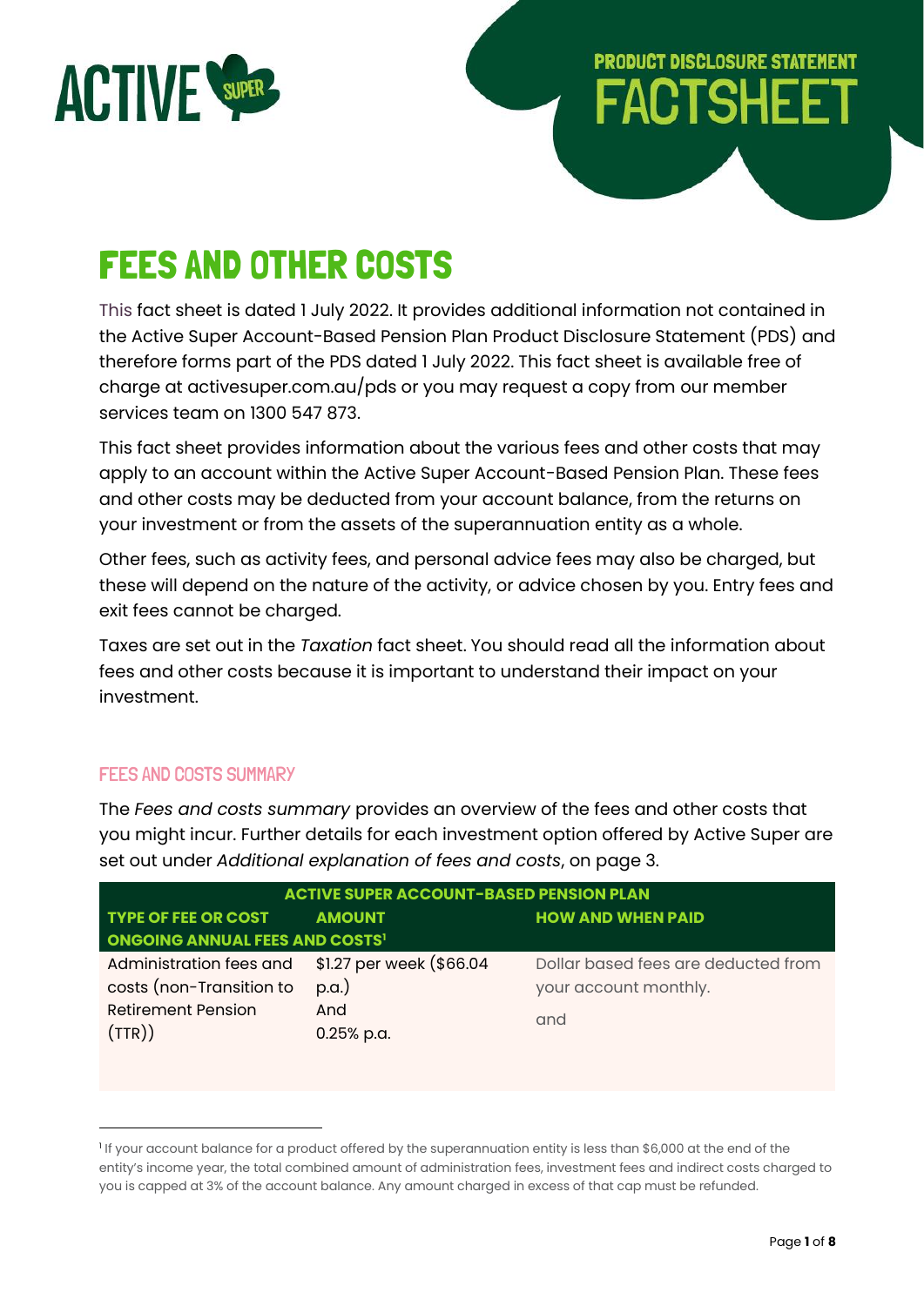ACTIVE SUPER

PRODUCT DISCLOSURE STATEMENT

# FACTSHEET

# FEES AND OTHER COSTS

This fact sheet is dated 1 July 2022. It provides additional information not contained in the Active Super Account-Based Pension Plan Product Disclosure Statement (PDS) and therefore forms part of the PDS dated 1 July 2022. This fact sheet is available free of charge at activesuper.com.au/pds or you may request a copy from our member services team on 1300 547 873.

This fact sheet provides information about the various fees and other costs that may apply to an account within the Active Super Account-Based Pension Plan. These fees and other costs may be deducted from your account balance, from the returns on your investment or from the assets of the superannuation entity as a whole.

Other fees, such as activity fees, and personal advice fees may also be charged, but these will depend on the nature of the activity, or advice chosen by you. Entry fees and exit fees cannot be charged.

Taxes are set out in the *Taxation* fact sheet. You should read all the information about fees and other costs because it is important to understand their impact on your investment.

## FEES AND COSTS SUMMARY

The *Fees and costs summary* provides an overview of the fees and other costs that you might incur. Further details for each investment option offered by Active Super are set out under *Additional explanation of fees and costs*, on page 3.

| ACTIVE SUPER ACCOUNT-BASED PENSION PLAN | | |
|---|---|---|
| **TYPE OF FEE OR COST** | **AMOUNT** | **HOW AND WHEN PAID** |
| **ONGOING ANNUAL FEES AND COSTS[1]** | | |
| Administration fees and costs (non-Transition to Retirement Pension (TTR)) | $1.27 per week ($66.04 p.a.)<br>And<br>0.25% p.a. | Dollar based fees are deducted from your account monthly.<br>and |

[1] If your account balance for a product offered by the superannuation entity is less than $6,000 at the end of the entity's income year, the total combined amount of administration fees, investment fees and indirect costs charged to you is capped at 3% of the account balance. Any amount charged in excess of that cap must be refunded.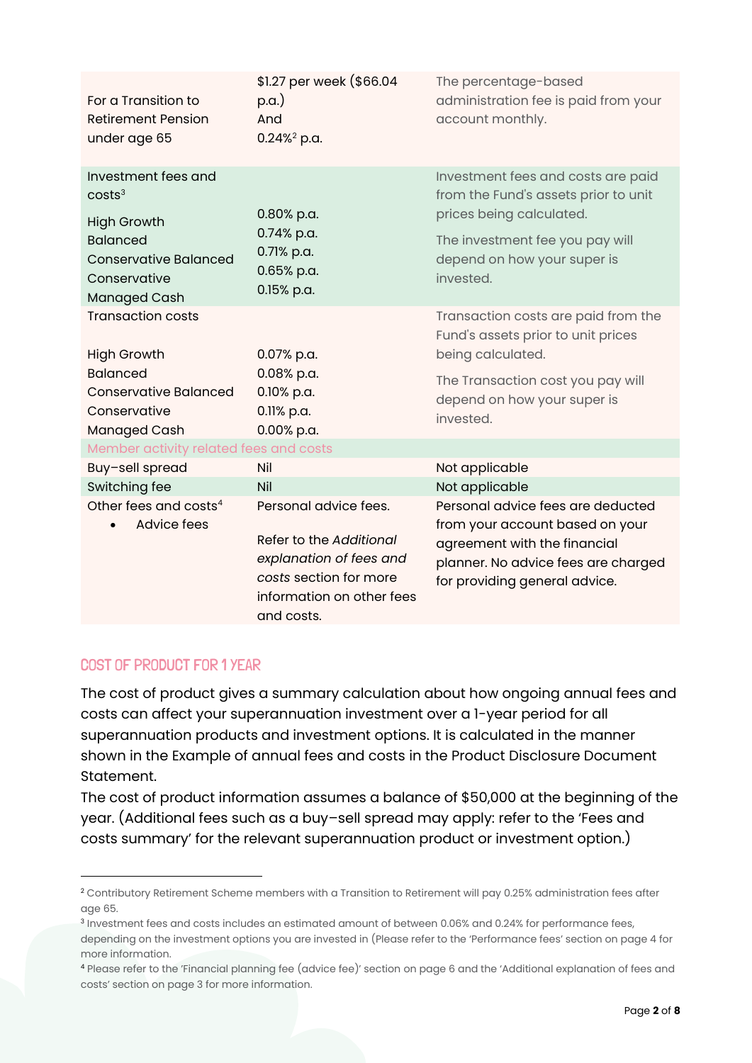| | | |
|---|---|---|
| For a Transition to Retirement Pension under age 65 | $1.27 per week ($66.04 p.a.) And 0.24%[2] p.a. | The percentage-based administration fee is paid from your account monthly. |
| Investment fees and costs[3]<br>High Growth<br>Balanced<br>Conservative Balanced<br>Conservative<br>Managed Cash | <br>0.80% p.a.<br>0.74% p.a.<br>0.71% p.a.<br>0.65% p.a.<br>0.15% p.a. | Investment fees and costs are paid from the Fund's assets prior to unit prices being calculated.<br>The investment fee you pay will depend on how your super is invested. |
| Transaction costs<br>High Growth<br>Balanced<br>Conservative Balanced<br>Conservative<br>Managed Cash | <br>0.07% p.a.<br>0.08% p.a.<br>0.10% p.a.<br>0.11% p.a.<br>0.00% p.a. | Transaction costs are paid from the Fund's assets prior to unit prices being calculated.<br>The Transaction cost you pay will depend on how your super is invested. |
| Member activity related fees and costs | | |
| Buy–sell spread | Nil | Not applicable |
| Switching fee | Nil | Not applicable |
| Other fees and costs[4]<br>• Advice fees | Personal advice fees.<br>Refer to the *Additional explanation of fees and costs* section for more information on other fees and costs. | Personal advice fees are deducted from your account based on your agreement with the financial planner. No advice fees are charged for providing general advice. |

## COST OF PRODUCT FOR 1 YEAR

The cost of product gives a summary calculation about how ongoing annual fees and costs can affect your superannuation investment over a 1-year period for all superannuation products and investment options. It is calculated in the manner shown in the Example of annual fees and costs in the Product Disclosure Document Statement.

The cost of product information assumes a balance of $50,000 at the beginning of the year. (Additional fees such as a buy–sell spread may apply: refer to the 'Fees and costs summary' for the relevant superannuation product or investment option.)

---

[2] Contributory Retirement Scheme members with a Transition to Retirement will pay 0.25% administration fees after age 65.

[3] Investment fees and costs includes an estimated amount of between 0.06% and 0.24% for performance fees, depending on the investment options you are invested in (Please refer to the 'Performance fees' section on page 4 for more information.

[4] Please refer to the 'Financial planning fee (advice fee)' section on page 6 and the 'Additional explanation of fees and costs' section on page 3 for more information.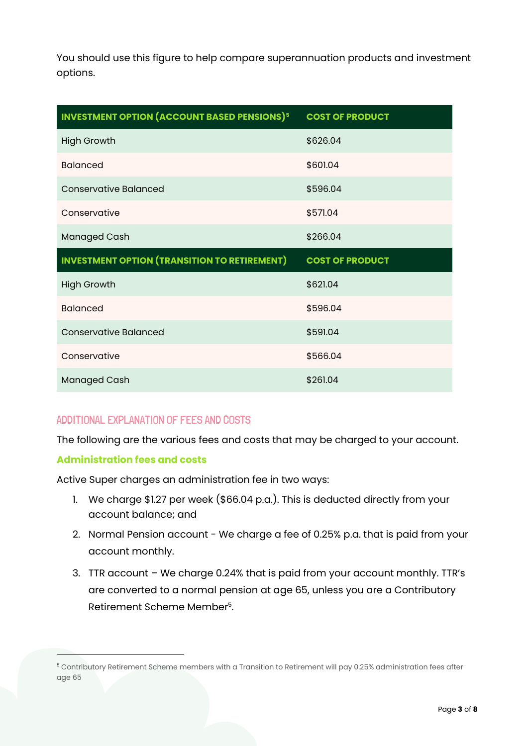You should use this figure to help compare superannuation products and investment options.

| INVESTMENT OPTION (ACCOUNT BASED PENSIONS)[5] | COST OF PRODUCT |
|---|---|
| High Growth | $626.04 |
| Balanced | $601.04 |
| Conservative Balanced | $596.04 |
| Conservative | $571.04 |
| Managed Cash | $266.04 |
| **INVESTMENT OPTION (TRANSITION TO RETIREMENT)** | **COST OF PRODUCT** |
| High Growth | $621.04 |
| Balanced | $596.04 |
| Conservative Balanced | $591.04 |
| Conservative | $566.04 |
| Managed Cash | $261.04 |

## ADDITIONAL EXPLANATION OF FEES AND COSTS

The following are the various fees and costs that may be charged to your account.

### Administration fees and costs

Active Super charges an administration fee in two ways:

1. We charge $1.27 per week ($66.04 p.a.). This is deducted directly from your account balance; and
2. Normal Pension account - We charge a fee of 0.25% p.a. that is paid from your account monthly.
3. TTR account – We charge 0.24% that is paid from your account monthly. TTR's are converted to a normal pension at age 65, unless you are a Contributory Retirement Scheme Member[5].

[5] Contributory Retirement Scheme members with a Transition to Retirement will pay 0.25% administration fees after age 65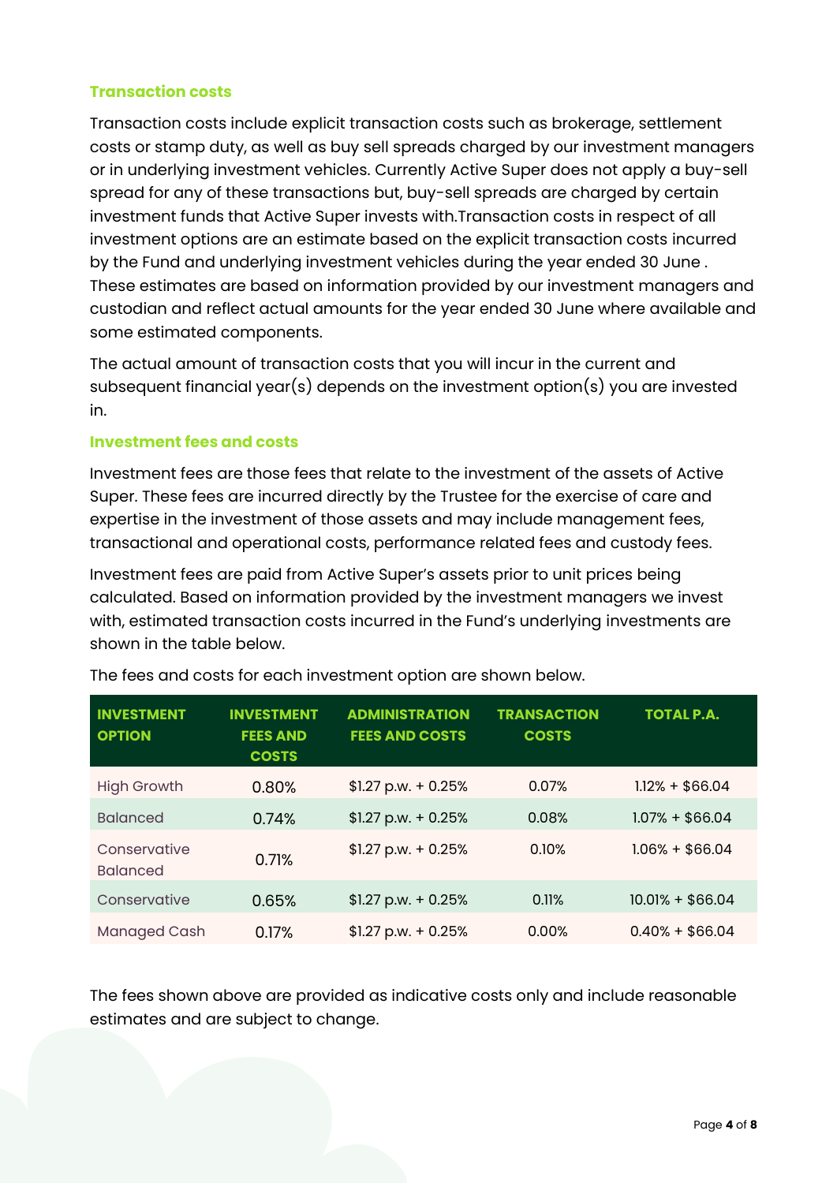### Transaction costs

Transaction costs include explicit transaction costs such as brokerage, settlement costs or stamp duty, as well as buy sell spreads charged by our investment managers or in underlying investment vehicles. Currently Active Super does not apply a buy-sell spread for any of these transactions but, buy-sell spreads are charged by certain investment funds that Active Super invests with.Transaction costs in respect of all investment options are an estimate based on the explicit transaction costs incurred by the Fund and underlying investment vehicles during the year ended 30 June . These estimates are based on information provided by our investment managers and custodian and reflect actual amounts for the year ended 30 June where available and some estimated components.

The actual amount of transaction costs that you will incur in the current and subsequent financial year(s) depends on the investment option(s) you are invested in.

### Investment fees and costs

Investment fees are those fees that relate to the investment of the assets of Active Super. These fees are incurred directly by the Trustee for the exercise of care and expertise in the investment of those assets and may include management fees, transactional and operational costs, performance related fees and custody fees.

Investment fees are paid from Active Super's assets prior to unit prices being calculated. Based on information provided by the investment managers we invest with, estimated transaction costs incurred in the Fund's underlying investments are shown in the table below.

The fees and costs for each investment option are shown below.

| INVESTMENT OPTION | INVESTMENT FEES AND COSTS | ADMINISTRATION FEES AND COSTS | TRANSACTION COSTS | TOTAL P.A. |
|---|---|---|---|---|
| High Growth | 0.80% | $1.27 p.w. + 0.25% | 0.07% | 1.12% + $66.04 |
| Balanced | 0.74% | $1.27 p.w. + 0.25% | 0.08% | 1.07% + $66.04 |
| Conservative Balanced | 0.71% | $1.27 p.w. + 0.25% | 0.10% | 1.06% + $66.04 |
| Conservative | 0.65% | $1.27 p.w. + 0.25% | 0.11% | 10.01% + $66.04 |
| Managed Cash | 0.17% | $1.27 p.w. + 0.25% | 0.00% | 0.40% + $66.04 |

The fees shown above are provided as indicative costs only and include reasonable estimates and are subject to change.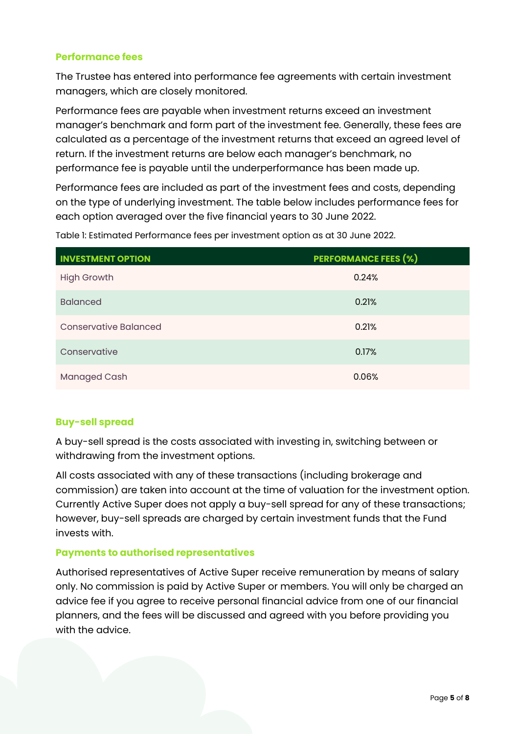### Performance fees

The Trustee has entered into performance fee agreements with certain investment managers, which are closely monitored.

Performance fees are payable when investment returns exceed an investment manager's benchmark and form part of the investment fee. Generally, these fees are calculated as a percentage of the investment returns that exceed an agreed level of return. If the investment returns are below each manager's benchmark, no performance fee is payable until the underperformance has been made up.

Performance fees are included as part of the investment fees and costs, depending on the type of underlying investment. The table below includes performance fees for each option averaged over the five financial years to 30 June 2022.

Table 1: Estimated Performance fees per investment option as at 30 June 2022.

| INVESTMENT OPTION | PERFORMANCE FEES (%) |
|---|---|
| High Growth | 0.24% |
| Balanced | 0.21% |
| Conservative Balanced | 0.21% |
| Conservative | 0.17% |
| Managed Cash | 0.06% |

### Buy-sell spread

A buy-sell spread is the costs associated with investing in, switching between or withdrawing from the investment options.

All costs associated with any of these transactions (including brokerage and commission) are taken into account at the time of valuation for the investment option. Currently Active Super does not apply a buy-sell spread for any of these transactions; however, buy-sell spreads are charged by certain investment funds that the Fund invests with.

### Payments to authorised representatives

Authorised representatives of Active Super receive remuneration by means of salary only. No commission is paid by Active Super or members. You will only be charged an advice fee if you agree to receive personal financial advice from one of our financial planners, and the fees will be discussed and agreed with you before providing you with the advice.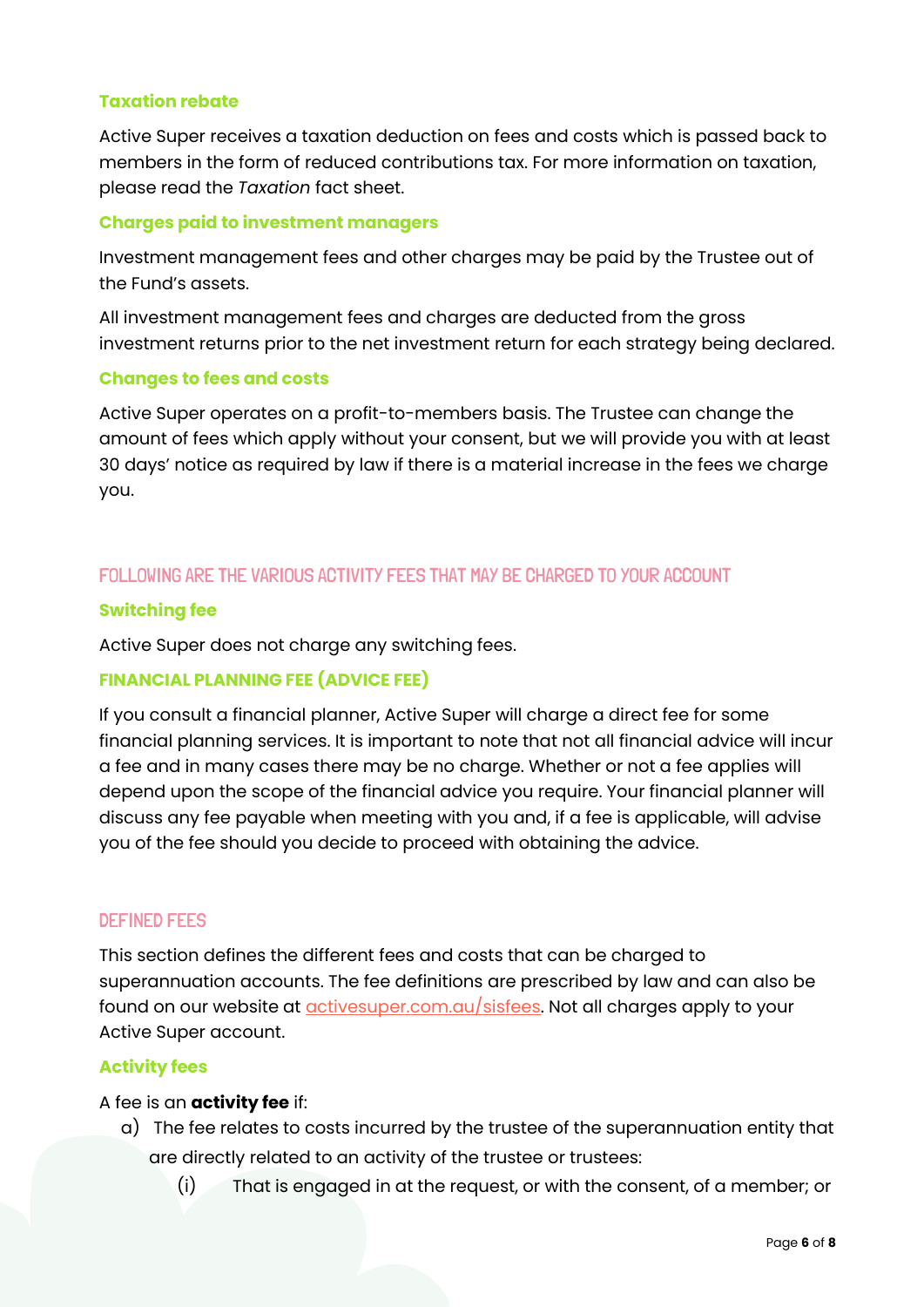### Taxation rebate

Active Super receives a taxation deduction on fees and costs which is passed back to members in the form of reduced contributions tax. For more information on taxation, please read the *Taxation* fact sheet.

### Charges paid to investment managers

Investment management fees and other charges may be paid by the Trustee out of the Fund's assets.

All investment management fees and charges are deducted from the gross investment returns prior to the net investment return for each strategy being declared.

### Changes to fees and costs

Active Super operates on a profit-to-members basis. The Trustee can change the amount of fees which apply without your consent, but we will provide you with at least 30 days' notice as required by law if there is a material increase in the fees we charge you.

## FOLLOWING ARE THE VARIOUS ACTIVITY FEES THAT MAY BE CHARGED TO YOUR ACCOUNT

### Switching fee

Active Super does not charge any switching fees.

### FINANCIAL PLANNING FEE (ADVICE FEE)

If you consult a financial planner, Active Super will charge a direct fee for some financial planning services. It is important to note that not all financial advice will incur a fee and in many cases there may be no charge. Whether or not a fee applies will depend upon the scope of the financial advice you require. Your financial planner will discuss any fee payable when meeting with you and, if a fee is applicable, will advise you of the fee should you decide to proceed with obtaining the advice.

## DEFINED FEES

This section defines the different fees and costs that can be charged to superannuation accounts. The fee definitions are prescribed by law and can also be found on our website at activesuper.com.au/sisfees. Not all charges apply to your Active Super account.

### Activity fees

A fee is an **activity fee** if:

a) The fee relates to costs incurred by the trustee of the superannuation entity that are directly related to an activity of the trustee or trustees:

   (i) That is engaged in at the request, or with the consent, of a member; or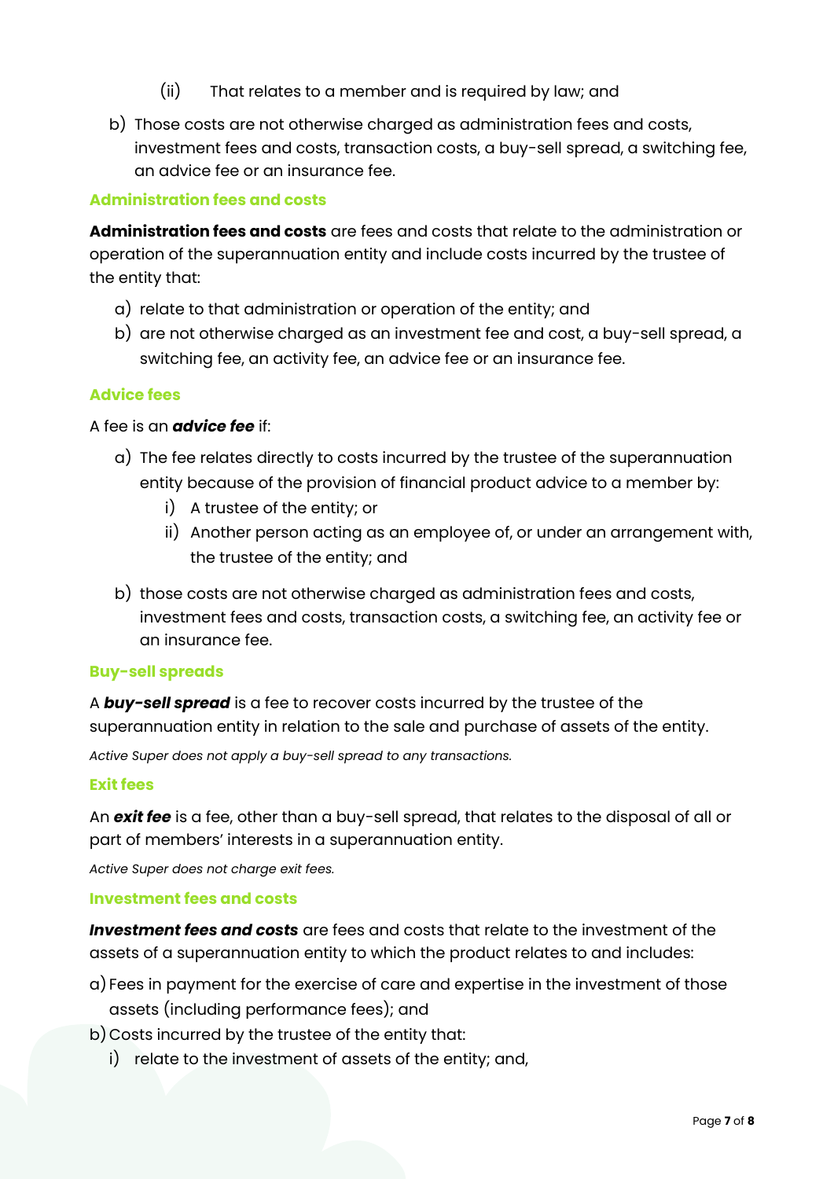(ii) That relates to a member and is required by law; and

b) Those costs are not otherwise charged as administration fees and costs, investment fees and costs, transaction costs, a buy-sell spread, a switching fee, an advice fee or an insurance fee.

### Administration fees and costs

**Administration fees and costs** are fees and costs that relate to the administration or operation of the superannuation entity and include costs incurred by the trustee of the entity that:

a) relate to that administration or operation of the entity; and
b) are not otherwise charged as an investment fee and cost, a buy-sell spread, a switching fee, an activity fee, an advice fee or an insurance fee.

### Advice fees

A fee is an ***advice fee*** if:

a) The fee relates directly to costs incurred by the trustee of the superannuation entity because of the provision of financial product advice to a member by:
   i) A trustee of the entity; or
   ii) Another person acting as an employee of, or under an arrangement with, the trustee of the entity; and
b) those costs are not otherwise charged as administration fees and costs, investment fees and costs, transaction costs, a switching fee, an activity fee or an insurance fee.

### Buy-sell spreads

A ***buy-sell spread*** is a fee to recover costs incurred by the trustee of the superannuation entity in relation to the sale and purchase of assets of the entity.

*Active Super does not apply a buy-sell spread to any transactions.*

### Exit fees

An ***exit fee*** is a fee, other than a buy-sell spread, that relates to the disposal of all or part of members' interests in a superannuation entity.

*Active Super does not charge exit fees.*

### Investment fees and costs

***Investment fees and costs*** are fees and costs that relate to the investment of the assets of a superannuation entity to which the product relates to and includes:

a) Fees in payment for the exercise of care and expertise in the investment of those assets (including performance fees); and
b) Costs incurred by the trustee of the entity that:
   i) relate to the investment of assets of the entity; and,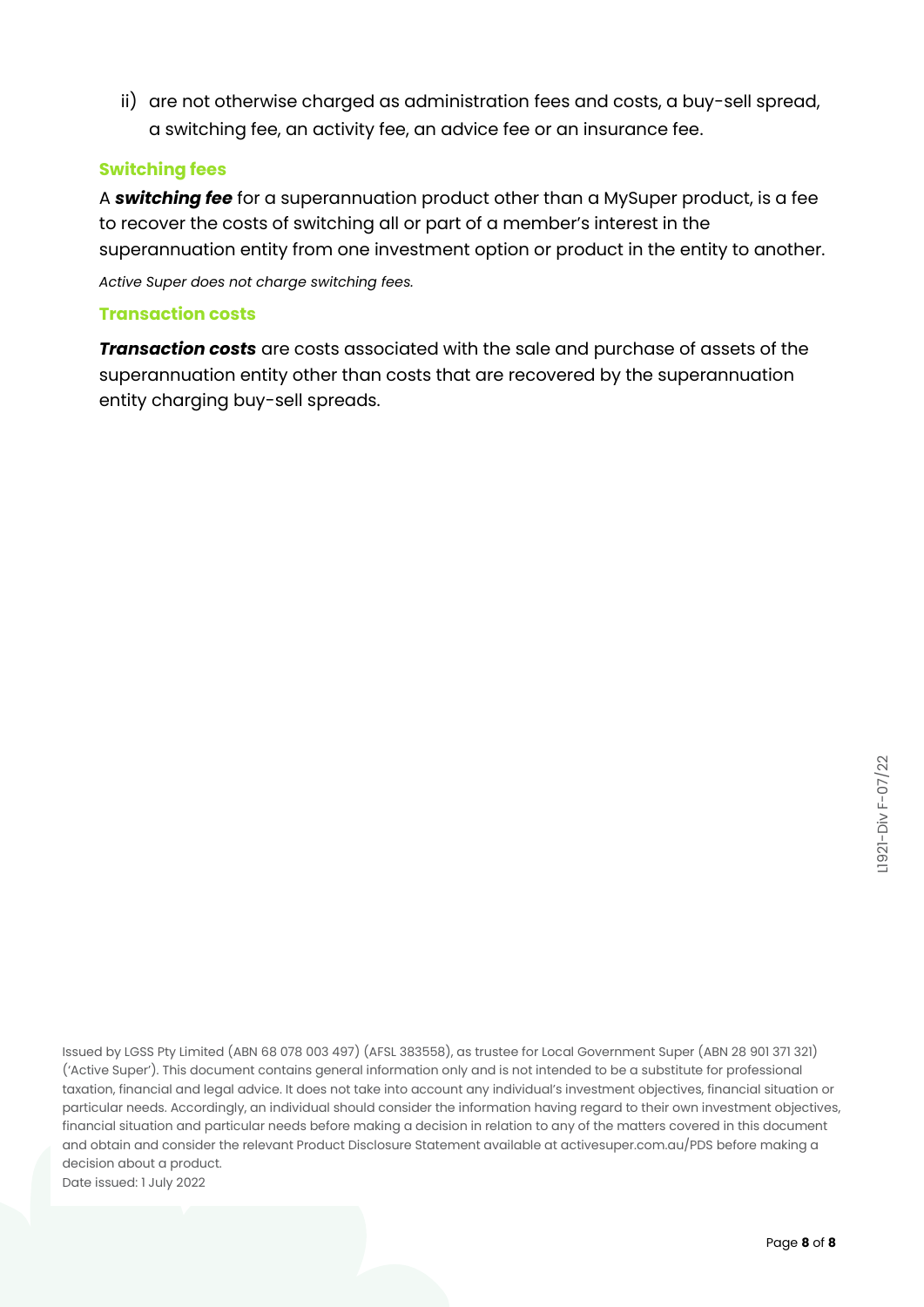ii) are not otherwise charged as administration fees and costs, a buy-sell spread, a switching fee, an activity fee, an advice fee or an insurance fee.

### Switching fees

A ***switching fee*** for a superannuation product other than a MySuper product, is a fee to recover the costs of switching all or part of a member's interest in the superannuation entity from one investment option or product in the entity to another.

*Active Super does not charge switching fees.*

### Transaction costs

***Transaction costs*** are costs associated with the sale and purchase of assets of the superannuation entity other than costs that are recovered by the superannuation entity charging buy-sell spreads.

L1921-Div F-07/22

Issued by LGSS Pty Limited (ABN 68 078 003 497) (AFSL 383558), as trustee for Local Government Super (ABN 28 901 371 321) ('Active Super'). This document contains general information only and is not intended to be a substitute for professional taxation, financial and legal advice. It does not take into account any individual's investment objectives, financial situation or particular needs. Accordingly, an individual should consider the information having regard to their own investment objectives, financial situation and particular needs before making a decision in relation to any of the matters covered in this document and obtain and consider the relevant Product Disclosure Statement available at activesuper.com.au/PDS before making a decision about a product.
Date issued: 1 July 2022